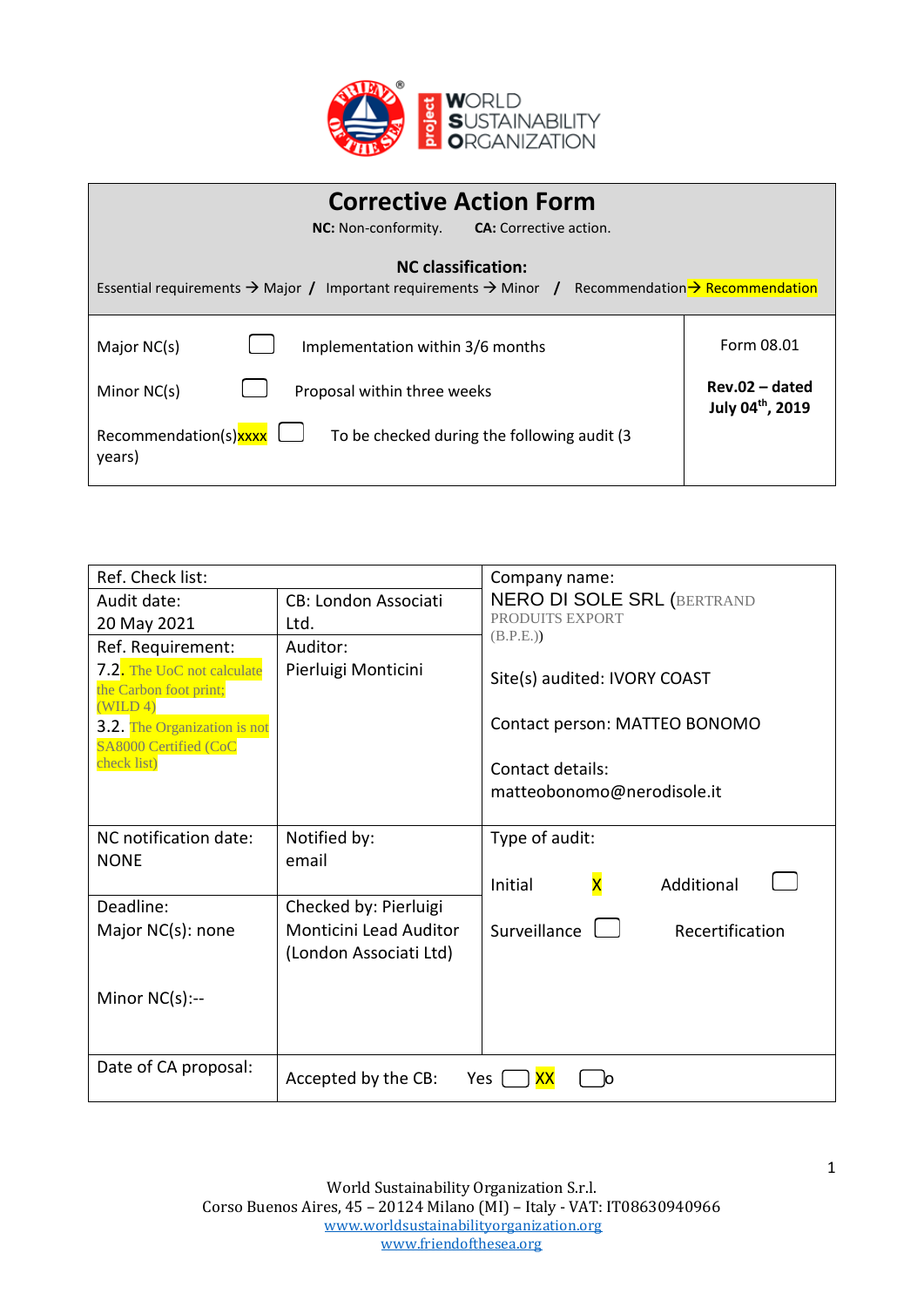# Corrective Action Form

**NC:** Non-conformity. **CA:** Corrective action.

**NC classification:**

Essential requirements → Major / Important requirements → Minor / Recommendation→ Recommendation

| | | |
|---|---|---|
| Major NC(s) ☐ | Implementation within 3/6 months | Form 08.01 |
| Minor NC(s) ☐ | Proposal within three weeks | **Rev.02 – dated July 04th, 2019** |
| Recommendation(s)xxxx ☐ | To be checked during the following audit (3 years) | |

| | | |
|---|---|---|
| Ref. Check list: | | Company name: NERO DI SOLE SRL (BERTRAND PRODUITS EXPORT (B.P.E.)) Site(s) audited: IVORY COAST Contact person: MATTEO BONOMO Contact details: matteobonomo@nerodisole.it |
| Audit date: 20 May 2021 | CB: London Associati Ltd. | |
| Ref. Requirement: 7.2. The UoC not calculate the Carbon foot print; (WILD 4) 3.2. The Organization is not SA8000 Certified (CoC check list) | Auditor: Pierluigi Monticini | |
| NC notification date: NONE | Notified by: email | Type of audit: Initial X Additional ☐ Surveillance ☐ Recertification |
| Deadline: Major NC(s): none Minor NC(s):-- | Checked by: Pierluigi Monticini Lead Auditor (London Associati Ltd) | |
| Date of CA proposal: | Accepted by the CB: Yes ☐ XX ☐o | |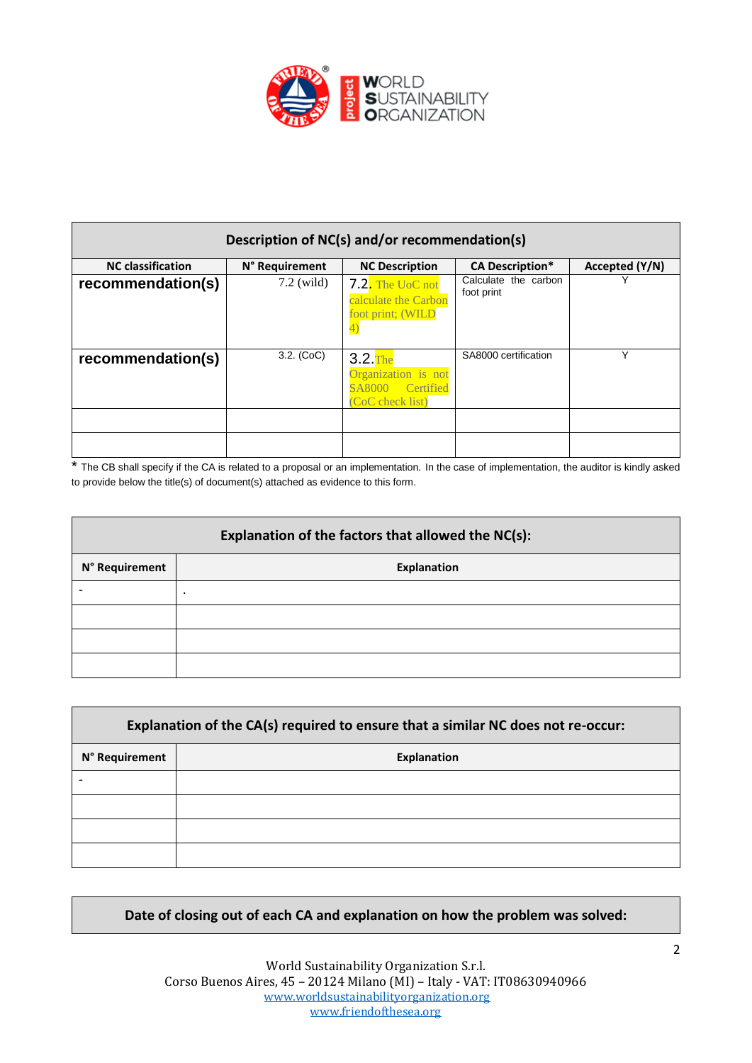| Description of NC(s) and/or recommendation(s) | | | | |
|---|---|---|---|---|
| **NC classification** | **N° Requirement** | **NC Description** | **CA Description*** | **Accepted (Y/N)** |
| **recommendation(s)** | 7.2 (wild) | 7.2. The UoC not calculate the Carbon foot print; (WILD 4) | Calculate the carbon foot print | Y |
| **recommendation(s)** | 3.2. (CoC) | 3.2. The Organization is not SA8000 Certified (CoC check list) | SA8000 certification | Y |
| | | | | |
| | | | | |

\* The CB shall specify if the CA is related to a proposal or an implementation. In the case of implementation, the auditor is kindly asked to provide below the title(s) of document(s) attached as evidence to this form.

| Explanation of the factors that allowed the NC(s): | |
|---|---|
| **N° Requirement** | **Explanation** |
| - | . |
| | |
| | |
| | |

| Explanation of the CA(s) required to ensure that a similar NC does not re-occur: | |
|---|---|
| **N° Requirement** | **Explanation** |
| - | |
| | |
| | |
| | |

| Date of closing out of each CA and explanation on how the problem was solved: |
|---|

World Sustainability Organization S.r.l.
Corso Buenos Aires, 45 – 20124 Milano (MI) – Italy - VAT: IT08630940966
www.worldsustainabilityorganization.org
www.friendofthesea.org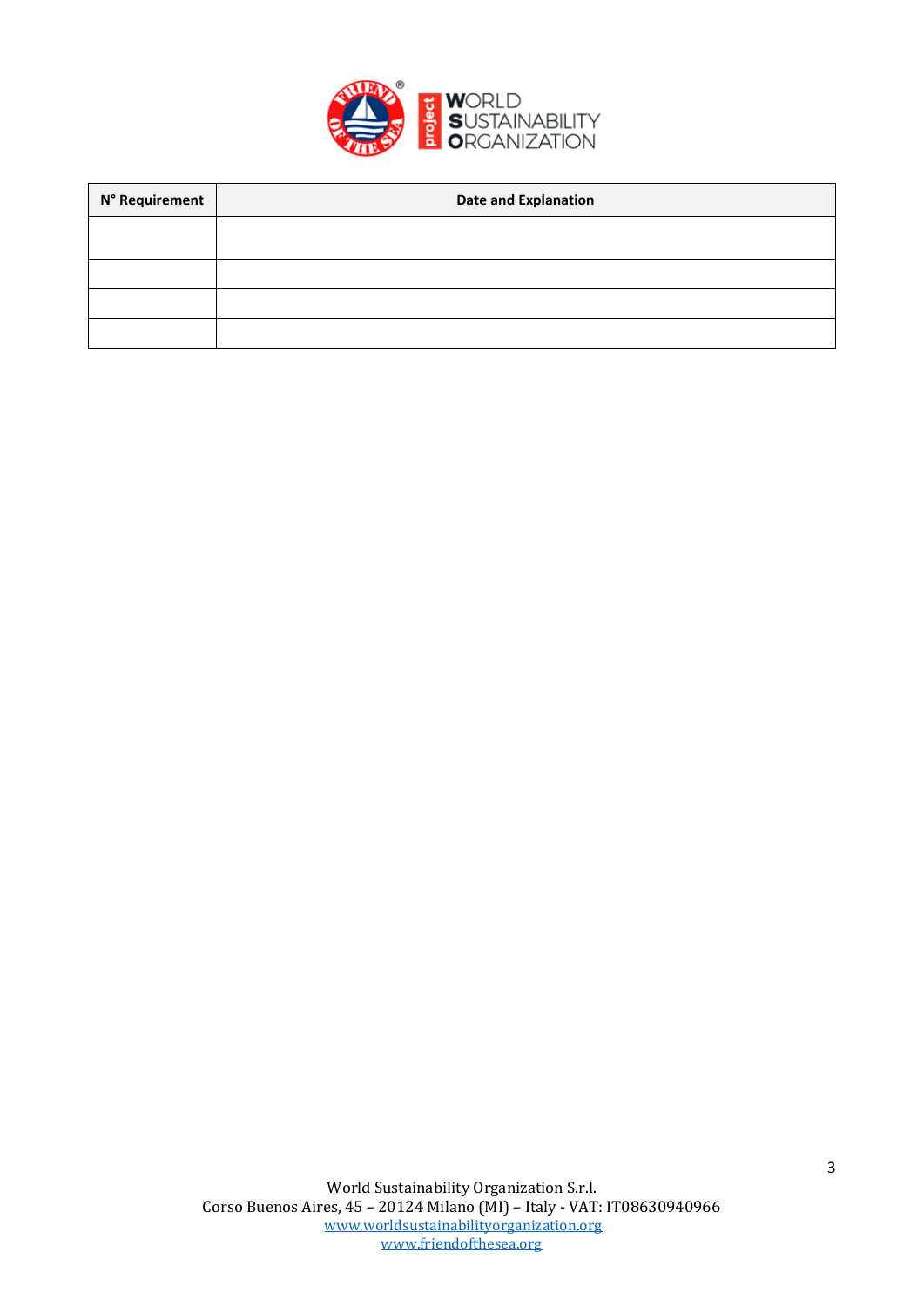| N° Requirement | Date and Explanation |
|---|---|
| | |
| | |
| | |
| | |